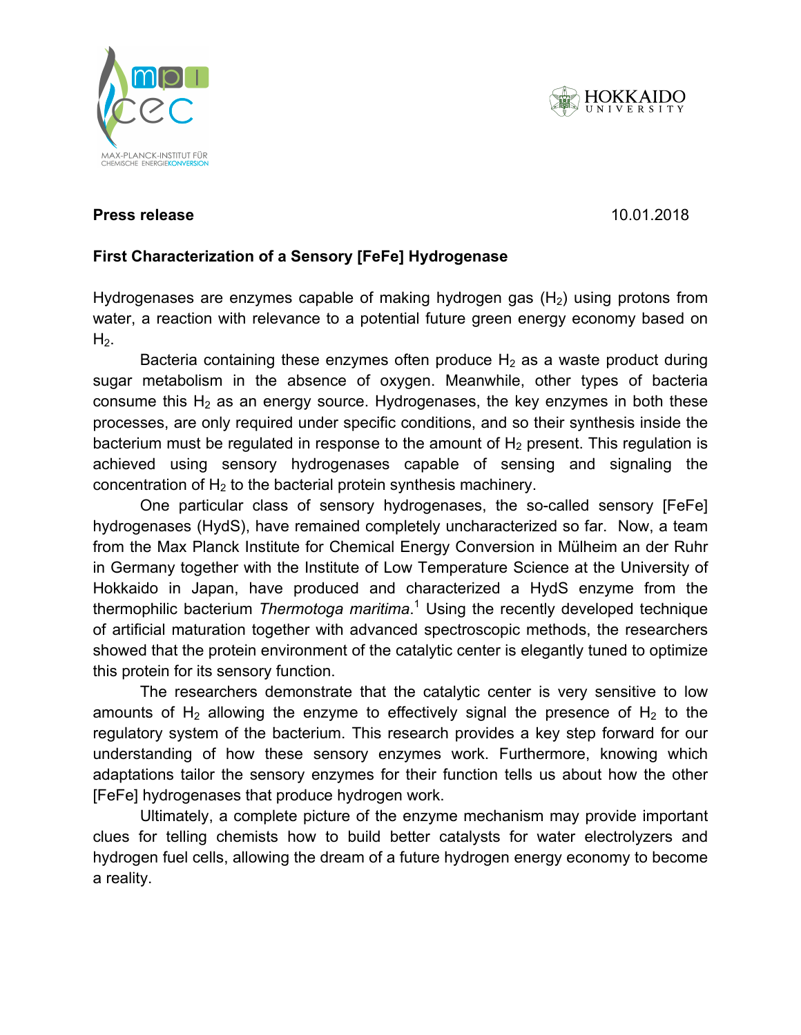**Press release** 10.01.2018

**First Characterization of a Sensory [FeFe] Hydrogenase**

Hydrogenases are enzymes capable of making hydrogen gas ($H_2$) using protons from water, a reaction with relevance to a potential future green energy economy based on $H_2$.

Bacteria containing these enzymes often produce $H_2$ as a waste product during sugar metabolism in the absence of oxygen. Meanwhile, other types of bacteria consume this $H_2$ as an energy source. Hydrogenases, the key enzymes in both these processes, are only required under specific conditions, and so their synthesis inside the bacterium must be regulated in response to the amount of $H_2$ present. This regulation is achieved using sensory hydrogenases capable of sensing and signaling the concentration of $H_2$ to the bacterial protein synthesis machinery.

One particular class of sensory hydrogenases, the so-called sensory [FeFe] hydrogenases (HydS), have remained completely uncharacterized so far. Now, a team from the Max Planck Institute for Chemical Energy Conversion in Mülheim an der Ruhr in Germany together with the Institute of Low Temperature Science at the University of Hokkaido in Japan, have produced and characterized a HydS enzyme from the thermophilic bacterium *Thermotoga maritima*.[1] Using the recently developed technique of artificial maturation together with advanced spectroscopic methods, the researchers showed that the protein environment of the catalytic center is elegantly tuned to optimize this protein for its sensory function.

The researchers demonstrate that the catalytic center is very sensitive to low amounts of $H_2$ allowing the enzyme to effectively signal the presence of $H_2$ to the regulatory system of the bacterium. This research provides a key step forward for our understanding of how these sensory enzymes work. Furthermore, knowing which adaptations tailor the sensory enzymes for their function tells us about how the other [FeFe] hydrogenases that produce hydrogen work.

Ultimately, a complete picture of the enzyme mechanism may provide important clues for telling chemists how to build better catalysts for water electrolyzers and hydrogen fuel cells, allowing the dream of a future hydrogen energy economy to become a reality.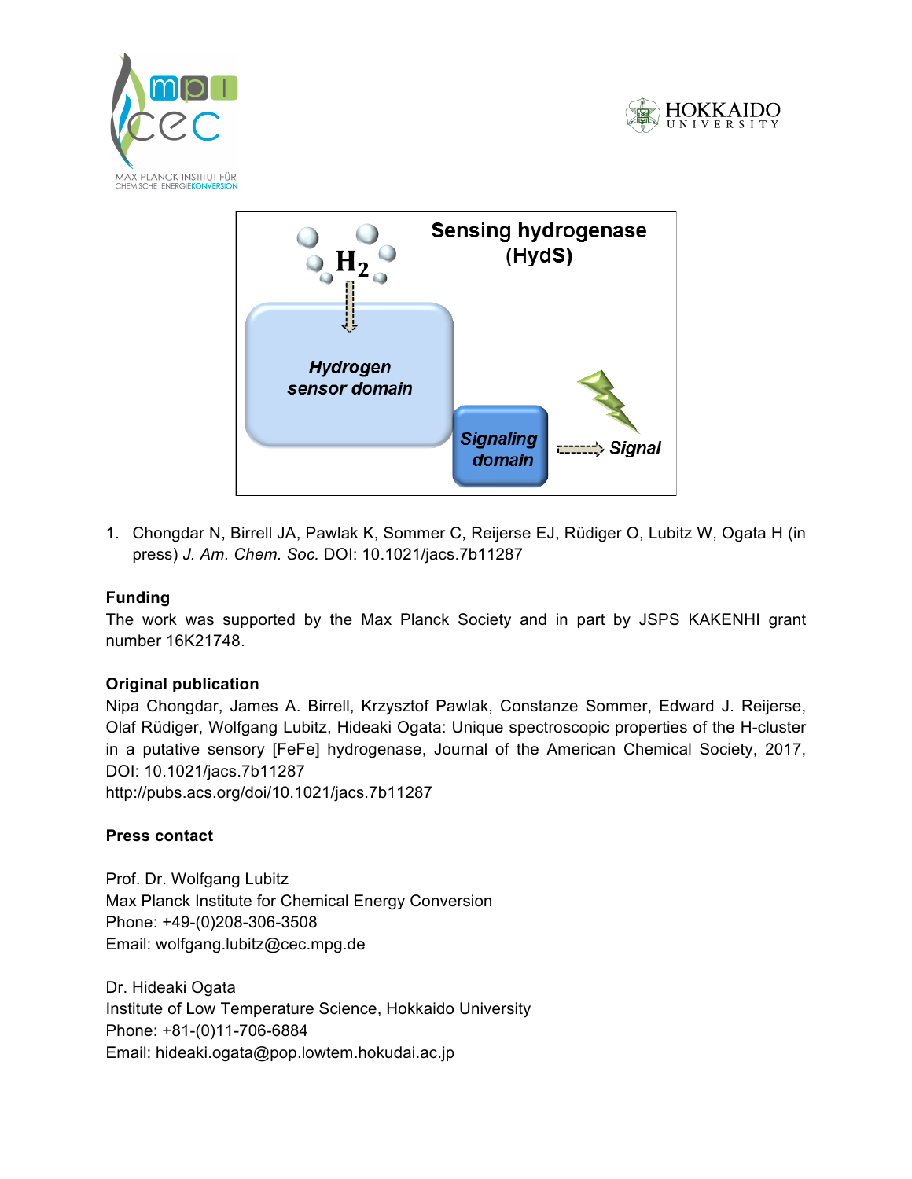Sensing hydrogenase (HydS)

$H_2$

Hydrogen sensor domain

Signaling domain

Signal

1. Chongdar N, Birrell JA, Pawlak K, Sommer C, Reijerse EJ, Rüdiger O, Lubitz W, Ogata H (in press) *J. Am. Chem. Soc.* DOI: 10.1021/jacs.7b11287

**Funding**

The work was supported by the Max Planck Society and in part by JSPS KAKENHI grant number 16K21748.

**Original publication**

Nipa Chongdar, James A. Birrell, Krzysztof Pawlak, Constanze Sommer, Edward J. Reijerse, Olaf Rüdiger, Wolfgang Lubitz, Hideaki Ogata: Unique spectroscopic properties of the H-cluster in a putative sensory [FeFe] hydrogenase, Journal of the American Chemical Society, 2017, DOI: 10.1021/jacs.7b11287
http://pubs.acs.org/doi/10.1021/jacs.7b11287

**Press contact**

Prof. Dr. Wolfgang Lubitz
Max Planck Institute for Chemical Energy Conversion
Phone: +49-(0)208-306-3508
Email: wolfgang.lubitz@cec.mpg.de

Dr. Hideaki Ogata
Institute of Low Temperature Science, Hokkaido University
Phone: +81-(0)11-706-6884
Email: hideaki.ogata@pop.lowtem.hokudai.ac.jp